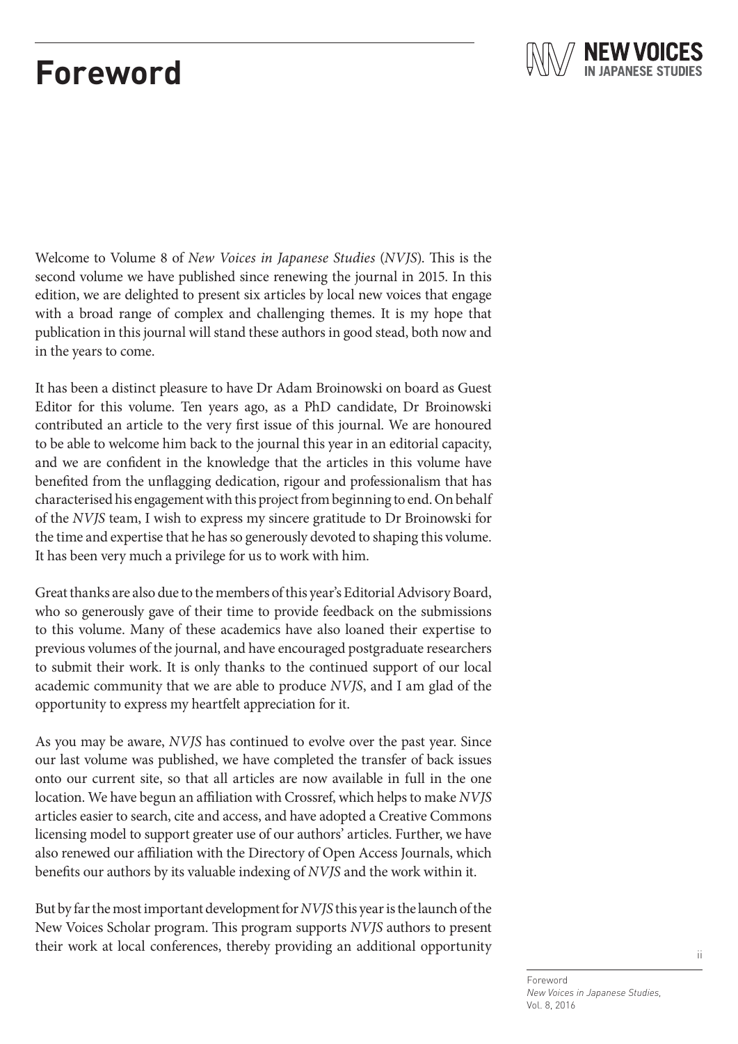# Foreword

Welcome to Volume 8 of *New Voices in Japanese Studies* (*NVJS*). This is the second volume we have published since renewing the journal in 2015. In this edition, we are delighted to present six articles by local new voices that engage with a broad range of complex and challenging themes. It is my hope that publication in this journal will stand these authors in good stead, both now and in the years to come.

It has been a distinct pleasure to have Dr Adam Broinowski on board as Guest Editor for this volume. Ten years ago, as a PhD candidate, Dr Broinowski contributed an article to the very first issue of this journal. We are honoured to be able to welcome him back to the journal this year in an editorial capacity, and we are confident in the knowledge that the articles in this volume have benefited from the unflagging dedication, rigour and professionalism that has characterised his engagement with this project from beginning to end. On behalf of the *NVJS* team, I wish to express my sincere gratitude to Dr Broinowski for the time and expertise that he has so generously devoted to shaping this volume. It has been very much a privilege for us to work with him.

Great thanks are also due to the members of this year's Editorial Advisory Board, who so generously gave of their time to provide feedback on the submissions to this volume. Many of these academics have also loaned their expertise to previous volumes of the journal, and have encouraged postgraduate researchers to submit their work. It is only thanks to the continued support of our local academic community that we are able to produce *NVJS*, and I am glad of the opportunity to express my heartfelt appreciation for it.

As you may be aware, *NVJS* has continued to evolve over the past year. Since our last volume was published, we have completed the transfer of back issues onto our current site, so that all articles are now available in full in the one location. We have begun an affiliation with Crossref, which helps to make *NVJS* articles easier to search, cite and access, and have adopted a Creative Commons licensing model to support greater use of our authors' articles. Further, we have also renewed our affiliation with the Directory of Open Access Journals, which benefits our authors by its valuable indexing of *NVJS* and the work within it.

But by far the most important development for *NVJS* this year is the launch of the New Voices Scholar program. This program supports *NVJS* authors to present their work at local conferences, thereby providing an additional opportunity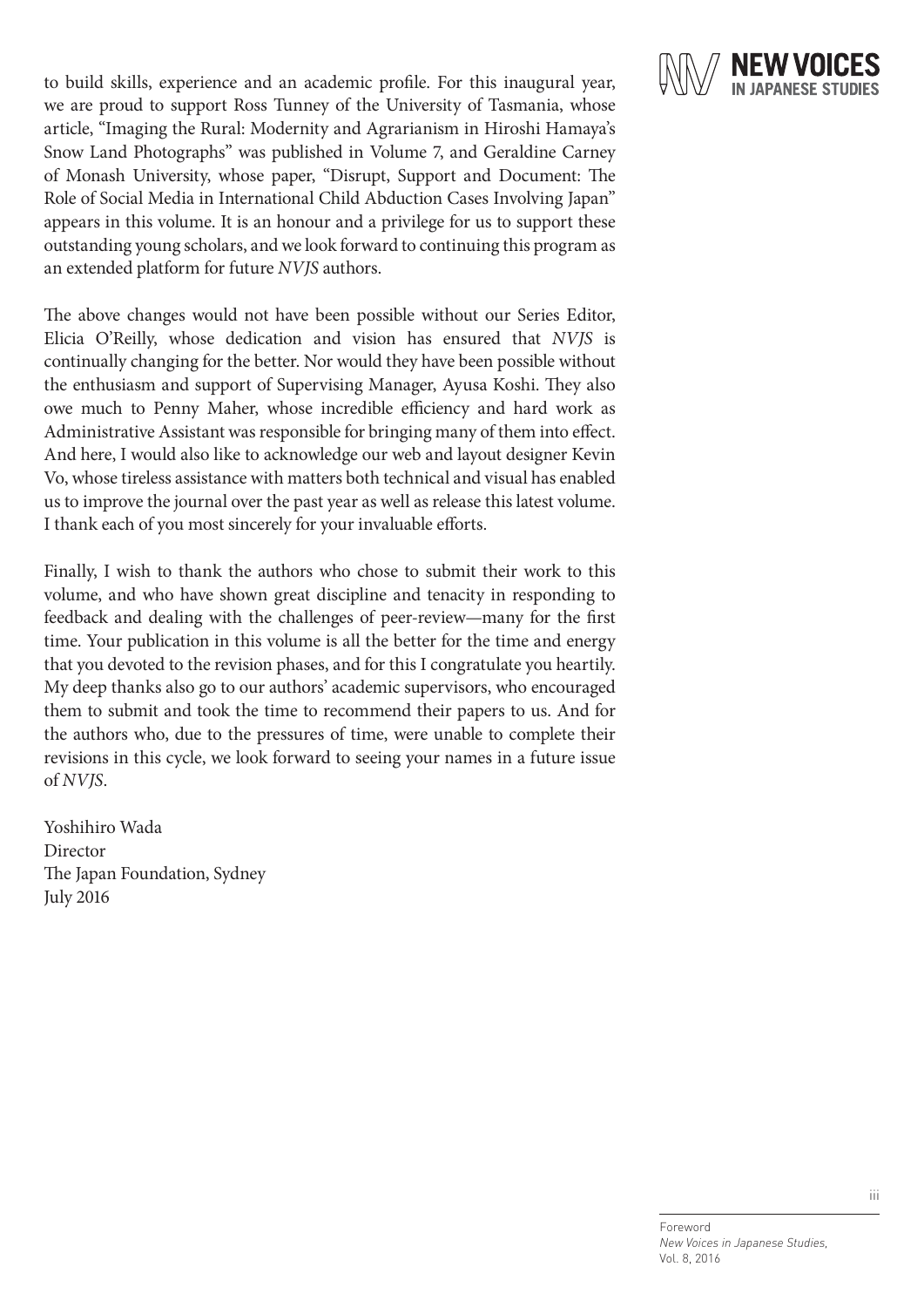to build skills, experience and an academic profile. For this inaugural year, we are proud to support Ross Tunney of the University of Tasmania, whose article, "Imaging the Rural: Modernity and Agrarianism in Hiroshi Hamaya's Snow Land Photographs" was published in Volume 7, and Geraldine Carney of Monash University, whose paper, "Disrupt, Support and Document: The Role of Social Media in International Child Abduction Cases Involving Japan" appears in this volume. It is an honour and a privilege for us to support these outstanding young scholars, and we look forward to continuing this program as an extended platform for future *NVJS* authors.

The above changes would not have been possible without our Series Editor, Elicia O'Reilly, whose dedication and vision has ensured that *NVJS* is continually changing for the better. Nor would they have been possible without the enthusiasm and support of Supervising Manager, Ayusa Koshi. They also owe much to Penny Maher, whose incredible efficiency and hard work as Administrative Assistant was responsible for bringing many of them into effect. And here, I would also like to acknowledge our web and layout designer Kevin Vo, whose tireless assistance with matters both technical and visual has enabled us to improve the journal over the past year as well as release this latest volume. I thank each of you most sincerely for your invaluable efforts.

Finally, I wish to thank the authors who chose to submit their work to this volume, and who have shown great discipline and tenacity in responding to feedback and dealing with the challenges of peer-review—many for the first time. Your publication in this volume is all the better for the time and energy that you devoted to the revision phases, and for this I congratulate you heartily. My deep thanks also go to our authors' academic supervisors, who encouraged them to submit and took the time to recommend their papers to us. And for the authors who, due to the pressures of time, were unable to complete their revisions in this cycle, we look forward to seeing your names in a future issue of *NVJS*.

Yoshihiro Wada
Director
The Japan Foundation, Sydney
July 2016